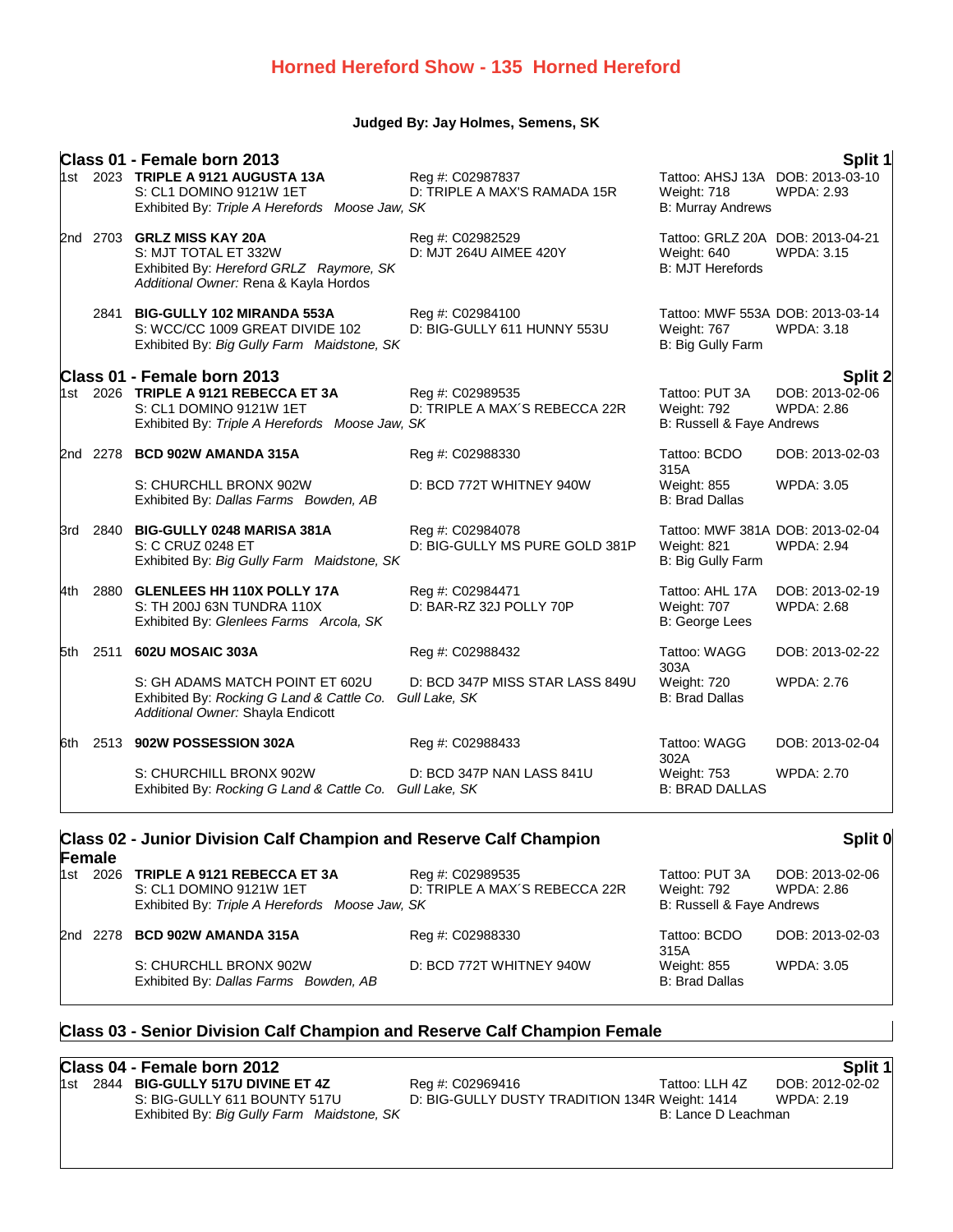# Horned Hereford Show - 135 Horned Hereford

**Judged By: Jay Holmes, Semens, SK**

## Class 01 - Female born 2013 — Split 1

**1st 2023 TRIPLE A 9121 AUGUSTA 13A**
Reg #: C02987837 | Tattoo: AHSJ 13A | DOB: 2013-03-10
S: CL1 DOMINO 9121W 1ET | D: TRIPLE A MAX'S RAMADA 15R | Weight: 718 | WPDA: 2.93
Exhibited By: *Triple A Herefords Moose Jaw, SK* | B: Murray Andrews

**2nd 2703 GRLZ MISS KAY 20A**
Reg #: C02982529 | Tattoo: GRLZ 20A | DOB: 2013-04-21
S: MJT TOTAL ET 332W | D: MJT 264U AIMEE 420Y | Weight: 640 | WPDA: 3.15
Exhibited By: *Hereford GRLZ Raymore, SK* | B: MJT Herefords
*Additional Owner:* Rena & Kayla Hordos

**2841 BIG-GULLY 102 MIRANDA 553A**
Reg #: C02984100 | Tattoo: MWF 553A | DOB: 2013-03-14
S: WCC/CC 1009 GREAT DIVIDE 102 | D: BIG-GULLY 611 HUNNY 553U | Weight: 767 | WPDA: 3.18
Exhibited By: *Big Gully Farm Maidstone, SK* | B: Big Gully Farm

## Class 01 - Female born 2013 — Split 2

**1st 2026 TRIPLE A 9121 REBECCA ET 3A**
Reg #: C02989535 | Tattoo: PUT 3A | DOB: 2013-02-06
S: CL1 DOMINO 9121W 1ET | D: TRIPLE A MAX´S REBECCA 22R | Weight: 792 | WPDA: 2.86
Exhibited By: *Triple A Herefords Moose Jaw, SK* | B: Russell & Faye Andrews

**2nd 2278 BCD 902W AMANDA 315A**
Reg #: C02988330 | Tattoo: BCDO 315A | DOB: 2013-02-03
S: CHURCHLL BRONX 902W | D: BCD 772T WHITNEY 940W | Weight: 855 | WPDA: 3.05
Exhibited By: *Dallas Farms Bowden, AB* | B: Brad Dallas

**3rd 2840 BIG-GULLY 0248 MARISA 381A**
Reg #: C02984078 | Tattoo: MWF 381A | DOB: 2013-02-04
S: C CRUZ 0248 ET | D: BIG-GULLY MS PURE GOLD 381P | Weight: 821 | WPDA: 2.94
Exhibited By: *Big Gully Farm Maidstone, SK* | B: Big Gully Farm

**4th 2880 GLENLEES HH 110X POLLY 17A**
Reg #: C02984471 | Tattoo: AHL 17A | DOB: 2013-02-19
S: TH 200J 63N TUNDRA 110X | D: BAR-RZ 32J POLLY 70P | Weight: 707 | WPDA: 2.68
Exhibited By: *Glenlees Farms Arcola, SK* | B: George Lees

**5th 2511 602U MOSAIC 303A**
Reg #: C02988432 | Tattoo: WAGG 303A | DOB: 2013-02-22
S: GH ADAMS MATCH POINT ET 602U | D: BCD 347P MISS STAR LASS 849U | Weight: 720 | WPDA: 2.76
Exhibited By: *Rocking G Land & Cattle Co. Gull Lake, SK* | B: Brad Dallas
*Additional Owner:* Shayla Endicott

**6th 2513 902W POSSESSION 302A**
Reg #: C02988433 | Tattoo: WAGG 302A | DOB: 2013-02-04
S: CHURCHILL BRONX 902W | D: BCD 347P NAN LASS 841U | Weight: 753 | WPDA: 2.70
Exhibited By: *Rocking G Land & Cattle Co. Gull Lake, SK* | B: BRAD DALLAS

## Class 02 - Junior Division Calf Champion and Reserve Calf Champion Female — Split 0

**1st 2026 TRIPLE A 9121 REBECCA ET 3A**
Reg #: C02989535 | Tattoo: PUT 3A | DOB: 2013-02-06
S: CL1 DOMINO 9121W 1ET | D: TRIPLE A MAX´S REBECCA 22R | Weight: 792 | WPDA: 2.86
Exhibited By: *Triple A Herefords Moose Jaw, SK* | B: Russell & Faye Andrews

**2nd 2278 BCD 902W AMANDA 315A**
Reg #: C02988330 | Tattoo: BCDO 315A | DOB: 2013-02-03
S: CHURCHLL BRONX 902W | D: BCD 772T WHITNEY 940W | Weight: 855 | WPDA: 3.05
Exhibited By: *Dallas Farms Bowden, AB* | B: Brad Dallas

## Class 03 - Senior Division Calf Champion and Reserve Calf Champion Female

## Class 04 - Female born 2012 — Split 1

**1st 2844 BIG-GULLY 517U DIVINE ET 4Z**
Reg #: C02969416 | Tattoo: LLH 4Z | DOB: 2012-02-02
S: BIG-GULLY 611 BOUNTY 517U | D: BIG-GULLY DUSTY TRADITION 134R | Weight: 1414 | WPDA: 2.19
Exhibited By: *Big Gully Farm Maidstone, SK* | B: Lance D Leachman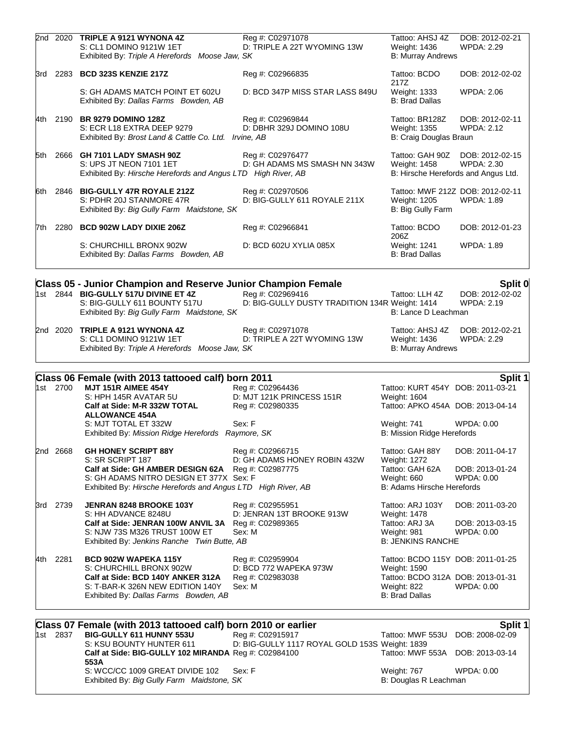| Place | No. | Name | Reg # | Tattoo / Weight | DOB / WPDA |
|---|---|---|---|---|---|
| 2nd | 2020 | **TRIPLE A 9121 WYNONA 4Z** | Reg #: C02971078 | Tattoo: AHSJ 4Z | DOB: 2012-02-21 |
| | | S: CL1 DOMINO 9121W 1ET | D: TRIPLE A 22T WYOMING 13W | Weight: 1436 | WPDA: 2.29 |
| | | Exhibited By: *Triple A Herefords Moose Jaw, SK* | | B: Murray Andrews | |
| 3rd | 2283 | **BCD 323S KENZIE 217Z** | Reg #: C02966835 | Tattoo: BCDO 217Z | DOB: 2012-02-02 |
| | | S: GH ADAMS MATCH POINT ET 602U | D: BCD 347P MISS STAR LASS 849U | Weight: 1333 | WPDA: 2.06 |
| | | Exhibited By: *Dallas Farms Bowden, AB* | | B: Brad Dallas | |
| 4th | 2190 | **BR 9279 DOMINO 128Z** | Reg #: C02969844 | Tattoo: BR128Z | DOB: 2012-02-11 |
| | | S: ECR L18 EXTRA DEEP 9279 | D: DBHR 329J DOMINO 108U | Weight: 1355 | WPDA: 2.12 |
| | | Exhibited By: *Brost Land & Cattle Co. Ltd. Irvine, AB* | | B: Craig Douglas Braun | |
| 5th | 2666 | **GH 7101 LADY SMASH 90Z** | Reg #: C02976477 | Tattoo: GAH 90Z | DOB: 2012-02-15 |
| | | S: UPS JT NEON 7101 1ET | D: GH ADAMS MS SMASH NN 343W | Weight: 1458 | WPDA: 2.30 |
| | | Exhibited By: *Hirsche Herefords and Angus LTD High River, AB* | | B: Hirsche Herefords and Angus Ltd. | |
| 6th | 2846 | **BIG-GULLY 47R ROYALE 212Z** | Reg #: C02970506 | Tattoo: MWF 212Z | DOB: 2012-02-11 |
| | | S: PDHR 20J STANMORE 47R | D: BIG-GULLY 611 ROYALE 211X | Weight: 1205 | WPDA: 1.89 |
| | | Exhibited By: *Big Gully Farm Maidstone, SK* | | B: Big Gully Farm | |
| 7th | 2280 | **BCD 902W LADY DIXIE 206Z** | Reg #: C02966841 | Tattoo: BCDO 206Z | DOB: 2012-01-23 |
| | | S: CHURCHILL BRONX 902W | D: BCD 602U XYLIA 085X | Weight: 1241 | WPDA: 1.89 |
| | | Exhibited By: *Dallas Farms Bowden, AB* | | B: Brad Dallas | |

## Class 05 - Junior Champion and Reserve Junior Champion Female — Split 0

| Place | No. | Name | Reg # | Tattoo / Weight | DOB / WPDA |
|---|---|---|---|---|---|
| 1st | 2844 | **BIG-GULLY 517U DIVINE ET 4Z** | Reg #: C02969416 | Tattoo: LLH 4Z | DOB: 2012-02-02 |
| | | S: BIG-GULLY 611 BOUNTY 517U | D: BIG-GULLY DUSTY TRADITION 134R | Weight: 1414 | WPDA: 2.19 |
| | | Exhibited By: *Big Gully Farm Maidstone, SK* | | B: Lance D Leachman | |
| 2nd | 2020 | **TRIPLE A 9121 WYNONA 4Z** | Reg #: C02971078 | Tattoo: AHSJ 4Z | DOB: 2012-02-21 |
| | | S: CL1 DOMINO 9121W 1ET | D: TRIPLE A 22T WYOMING 13W | Weight: 1436 | WPDA: 2.29 |
| | | Exhibited By: *Triple A Herefords Moose Jaw, SK* | | B: Murray Andrews | |

## Class 06 Female (with 2013 tattooed calf) born 2011 — Split 1

| Place | No. | Name | Reg # | Tattoo / Weight | DOB / WPDA |
|---|---|---|---|---|---|
| 1st | 2700 | **MJT 151R AIMEE 454Y** | Reg #: C02964436 | Tattoo: KURT 454Y | DOB: 2011-03-21 |
| | | S: HPH 145R AVATAR 5U | D: MJT 121K PRINCESS 151R | Weight: 1604 | |
| | | **Calf at Side: M-R 332W TOTAL ALLOWANCE 454A** | Reg #: C02980335 | Tattoo: APKO 454A | DOB: 2013-04-14 |
| | | S: MJT TOTAL ET 332W | Sex: F | Weight: 741 | WPDA: 0.00 |
| | | Exhibited By: *Mission Ridge Herefords Raymore, SK* | | B: Mission Ridge Herefords | |
| 2nd | 2668 | **GH HONEY SCRIPT 88Y** | Reg #: C02966715 | Tattoo: GAH 88Y | DOB: 2011-04-17 |
| | | S: SR SCRIPT 187 | D: GH ADAMS HONEY ROBIN 432W | Weight: 1272 | |
| | | **Calf at Side: GH AMBER DESIGN 62A** | Reg #: C02987775 | Tattoo: GAH 62A | DOB: 2013-01-24 |
| | | S: GH ADAMS NITRO DESIGN ET 377X | Sex: F | Weight: 660 | WPDA: 0.00 |
| | | Exhibited By: *Hirsche Herefords and Angus LTD High River, AB* | | B: Adams Hirsche Herefords | |
| 3rd | 2739 | **JENRAN 8248 BROOKE 103Y** | Reg #: C02955951 | Tattoo: ARJ 103Y | DOB: 2011-03-20 |
| | | S: HH ADVANCE 8248U | D: JENRAN 13T BROOKE 913W | Weight: 1478 | |
| | | **Calf at Side: JENRAN 100W ANVIL 3A** | Reg #: C02989365 | Tattoo: ARJ 3A | DOB: 2013-03-15 |
| | | S: NJW 73S M326 TRUST 100W ET | Sex: M | Weight: 981 | WPDA: 0.00 |
| | | Exhibited By: *Jenkins Ranche Twin Butte, AB* | | B: JENKINS RANCHE | |
| 4th | 2281 | **BCD 902W WAPEKA 115Y** | Reg #: C02959904 | Tattoo: BCDO 115Y | DOB: 2011-01-25 |
| | | S: CHURCHILL BRONX 902W | D: BCD 772 WAPEKA 973W | Weight: 1590 | |
| | | **Calf at Side: BCD 140Y ANKER 312A** | Reg #: C02983038 | Tattoo: BCDO 312A | DOB: 2013-01-31 |
| | | S: T-BAR-K 326N NEW EDITION 140Y | Sex: M | Weight: 822 | WPDA: 0.00 |
| | | Exhibited By: *Dallas Farms Bowden, AB* | | B: Brad Dallas | |

## Class 07 Female (with 2013 tattooed calf) born 2010 or earlier — Split 1

| Place | No. | Name | Reg # | Tattoo / Weight | DOB / WPDA |
|---|---|---|---|---|---|
| 1st | 2837 | **BIG-GULLY 611 HUNNY 553U** | Reg #: C02915917 | Tattoo: MWF 553U | DOB: 2008-02-09 |
| | | S: KSU BOUNTY HUNTER 611 | D: BIG-GULLY 1117 ROYAL GOLD 153S | Weight: 1839 | |
| | | **Calf at Side: BIG-GULLY 102 MIRANDA 553A** | Reg #: C02984100 | Tattoo: MWF 553A | DOB: 2013-03-14 |
| | | S: WCC/CC 1009 GREAT DIVIDE 102 | Sex: F | Weight: 767 | WPDA: 0.00 |
| | | Exhibited By: *Big Gully Farm Maidstone, SK* | | B: Douglas R Leachman | |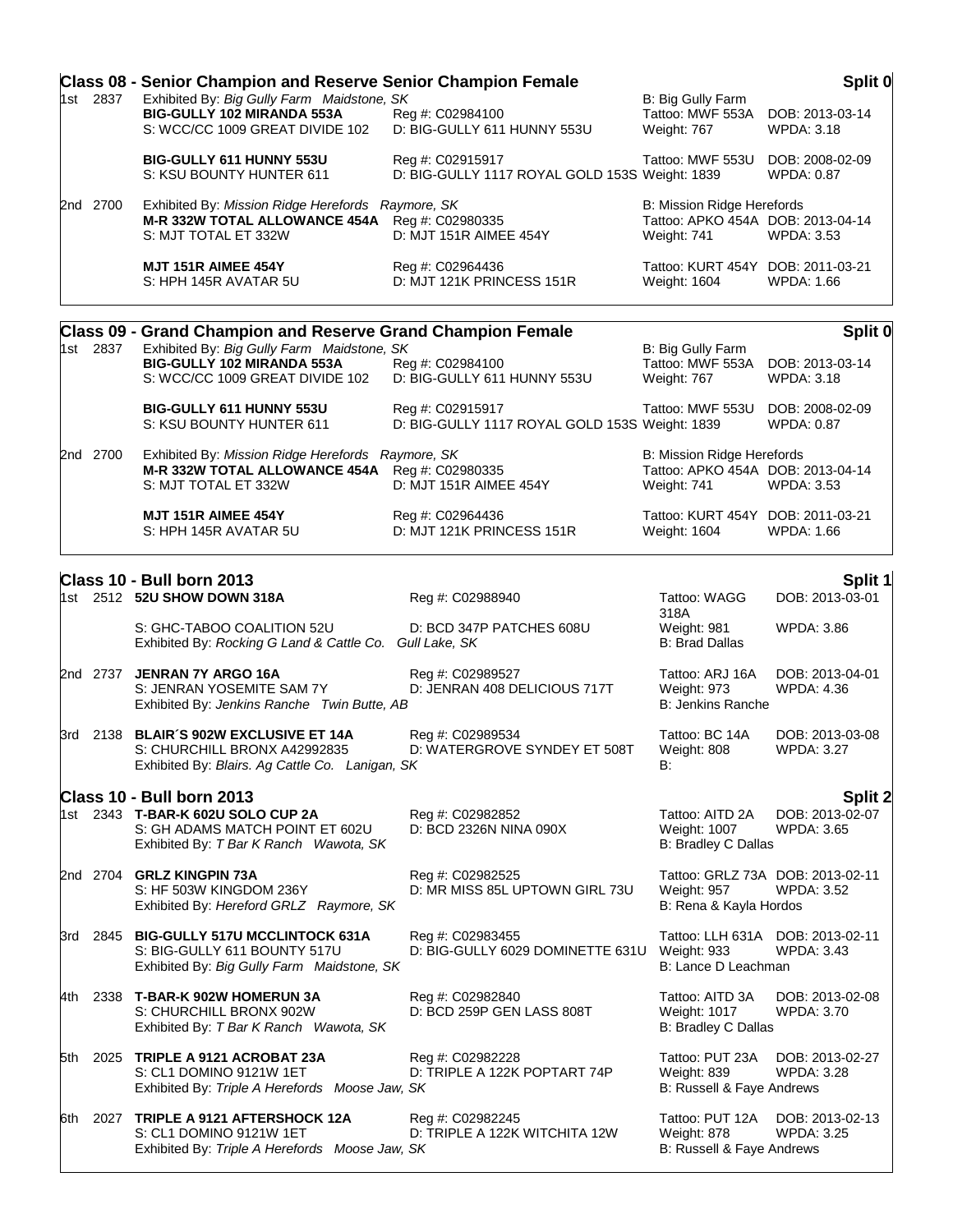## Class 08 - Senior Champion and Reserve Senior Champion Female

**Split 0**

1st 2837 Exhibited By: *Big Gully Farm Maidstone, SK* B: Big Gully Farm

| | | | |
|---|---|---|---|
| **BIG-GULLY 102 MIRANDA 553A** | Reg #: C02984100 | Tattoo: MWF 553A | DOB: 2013-03-14 |
| S: WCC/CC 1009 GREAT DIVIDE 102 | D: BIG-GULLY 611 HUNNY 553U | Weight: 767 | WPDA: 3.18 |
| **BIG-GULLY 611 HUNNY 553U** | Reg #: C02915917 | Tattoo: MWF 553U | DOB: 2008-02-09 |
| S: KSU BOUNTY HUNTER 611 | D: BIG-GULLY 1117 ROYAL GOLD 153S | Weight: 1839 | WPDA: 0.87 |

2nd 2700 Exhibited By: *Mission Ridge Herefords Raymore, SK* B: Mission Ridge Herefords

| | | | |
|---|---|---|---|
| **M-R 332W TOTAL ALLOWANCE 454A** | Reg #: C02980335 | Tattoo: APKO 454A | DOB: 2013-04-14 |
| S: MJT TOTAL ET 332W | D: MJT 151R AIMEE 454Y | Weight: 741 | WPDA: 3.53 |
| **MJT 151R AIMEE 454Y** | Reg #: C02964436 | Tattoo: KURT 454Y | DOB: 2011-03-21 |
| S: HPH 145R AVATAR 5U | D: MJT 121K PRINCESS 151R | Weight: 1604 | WPDA: 1.66 |

## Class 09 - Grand Champion and Reserve Grand Champion Female

**Split 0**

1st 2837 Exhibited By: *Big Gully Farm Maidstone, SK* B: Big Gully Farm

| | | | |
|---|---|---|---|
| **BIG-GULLY 102 MIRANDA 553A** | Reg #: C02984100 | Tattoo: MWF 553A | DOB: 2013-03-14 |
| S: WCC/CC 1009 GREAT DIVIDE 102 | D: BIG-GULLY 611 HUNNY 553U | Weight: 767 | WPDA: 3.18 |
| **BIG-GULLY 611 HUNNY 553U** | Reg #: C02915917 | Tattoo: MWF 553U | DOB: 2008-02-09 |
| S: KSU BOUNTY HUNTER 611 | D: BIG-GULLY 1117 ROYAL GOLD 153S | Weight: 1839 | WPDA: 0.87 |

2nd 2700 Exhibited By: *Mission Ridge Herefords Raymore, SK* B: Mission Ridge Herefords

| | | | |
|---|---|---|---|
| **M-R 332W TOTAL ALLOWANCE 454A** | Reg #: C02980335 | Tattoo: APKO 454A | DOB: 2013-04-14 |
| S: MJT TOTAL ET 332W | D: MJT 151R AIMEE 454Y | Weight: 741 | WPDA: 3.53 |
| **MJT 151R AIMEE 454Y** | Reg #: C02964436 | Tattoo: KURT 454Y | DOB: 2011-03-21 |
| S: HPH 145R AVATAR 5U | D: MJT 121K PRINCESS 151R | Weight: 1604 | WPDA: 1.66 |

## Class 10 - Bull born 2013

**Split 1**

| Place | No. | Animal | Reg / Dam | Tattoo / Weight / Breeder | DOB / WPDA |
|---|---|---|---|---|---|
| 1st | 2512 | **52U SHOW DOWN 318A** | Reg #: C02988940 | Tattoo: WAGG 318A | DOB: 2013-03-01 |
| | | S: GHC-TABOO COALITION 52U | D: BCD 347P PATCHES 608U | Weight: 981 | WPDA: 3.86 |
| | | Exhibited By: *Rocking G Land & Cattle Co. Gull Lake, SK* | | B: Brad Dallas | |
| 2nd | 2737 | **JENRAN 7Y ARGO 16A** | Reg #: C02989527 | Tattoo: ARJ 16A | DOB: 2013-04-01 |
| | | S: JENRAN YOSEMITE SAM 7Y | D: JENRAN 408 DELICIOUS 717T | Weight: 973 | WPDA: 4.36 |
| | | Exhibited By: *Jenkins Ranche Twin Butte, AB* | | B: Jenkins Ranche | |
| 3rd | 2138 | **BLAIR´S 902W EXCLUSIVE ET 14A** | Reg #: C02989534 | Tattoo: BC 14A | DOB: 2013-03-08 |
| | | S: CHURCHILL BRONX A42992835 | D: WATERGROVE SYNDEY ET 508T | Weight: 808 | WPDA: 3.27 |
| | | Exhibited By: *Blairs. Ag Cattle Co. Lanigan, SK* | | B: | |

## Class 10 - Bull born 2013

**Split 2**

| Place | No. | Animal | Reg / Dam | Tattoo / Weight / Breeder | DOB / WPDA |
|---|---|---|---|---|---|
| 1st | 2343 | **T-BAR-K 602U SOLO CUP 2A** | Reg #: C02982852 | Tattoo: AITD 2A | DOB: 2013-02-07 |
| | | S: GH ADAMS MATCH POINT ET 602U | D: BCD 2326N NINA 090X | Weight: 1007 | WPDA: 3.65 |
| | | Exhibited By: *T Bar K Ranch Wawota, SK* | | B: Bradley C Dallas | |
| 2nd | 2704 | **GRLZ KINGPIN 73A** | Reg #: C02982525 | Tattoo: GRLZ 73A | DOB: 2013-02-11 |
| | | S: HF 503W KINGDOM 236Y | D: MR MISS 85L UPTOWN GIRL 73U | Weight: 957 | WPDA: 3.52 |
| | | Exhibited By: *Hereford GRLZ Raymore, SK* | | B: Rena & Kayla Hordos | |
| 3rd | 2845 | **BIG-GULLY 517U MCCLINTOCK 631A** | Reg #: C02983455 | Tattoo: LLH 631A | DOB: 2013-02-11 |
| | | S: BIG-GULLY 611 BOUNTY 517U | D: BIG-GULLY 6029 DOMINETTE 631U | Weight: 933 | WPDA: 3.43 |
| | | Exhibited By: *Big Gully Farm Maidstone, SK* | | B: Lance D Leachman | |
| 4th | 2338 | **T-BAR-K 902W HOMERUN 3A** | Reg #: C02982840 | Tattoo: AITD 3A | DOB: 2013-02-08 |
| | | S: CHURCHILL BRONX 902W | D: BCD 259P GEN LASS 808T | Weight: 1017 | WPDA: 3.70 |
| | | Exhibited By: *T Bar K Ranch Wawota, SK* | | B: Bradley C Dallas | |
| 5th | 2025 | **TRIPLE A 9121 ACROBAT 23A** | Reg #: C02982228 | Tattoo: PUT 23A | DOB: 2013-02-27 |
| | | S: CL1 DOMINO 9121W 1ET | D: TRIPLE A 122K POPTART 74P | Weight: 839 | WPDA: 3.28 |
| | | Exhibited By: *Triple A Herefords Moose Jaw, SK* | | B: Russell & Faye Andrews | |
| 6th | 2027 | **TRIPLE A 9121 AFTERSHOCK 12A** | Reg #: C02982245 | Tattoo: PUT 12A | DOB: 2013-02-13 |
| | | S: CL1 DOMINO 9121W 1ET | D: TRIPLE A 122K WITCHITA 12W | Weight: 878 | WPDA: 3.25 |
| | | Exhibited By: *Triple A Herefords Moose Jaw, SK* | | B: Russell & Faye Andrews | |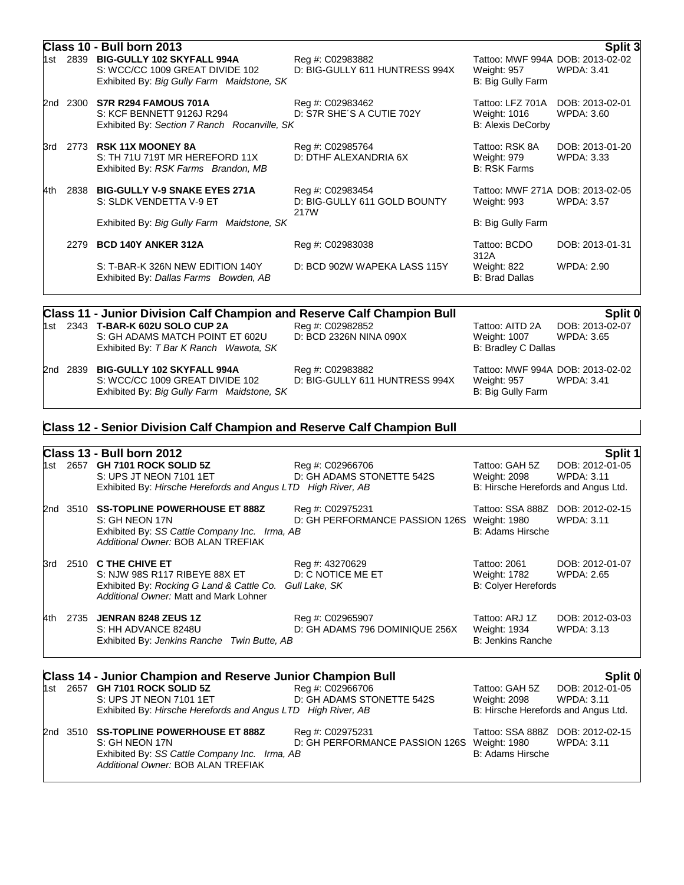## Class 10 - Bull born 2013

**Split 3**

1st 2839 **BIG-GULLY 102 SKYFALL 994A**
S: WCC/CC 1009 GREAT DIVIDE 102
Exhibited By: *Big Gully Farm Maidstone, SK*
Reg #: C02983882
D: BIG-GULLY 611 HUNTRESS 994X
Tattoo: MWF 994A DOB: 2013-02-02
Weight: 957 WPDA: 3.41
B: Big Gully Farm

2nd 2300 **S7R R294 FAMOUS 701A**
S: KCF BENNETT 9126J R294
Exhibited By: *Section 7 Ranch Rocanville, SK*
Reg #: C02983462
D: S7R SHE´S A CUTIE 702Y
Tattoo: LFZ 701A DOB: 2013-02-01
Weight: 1016 WPDA: 3.60
B: Alexis DeCorby

3rd 2773 **RSK 11X MOONEY 8A**
S: TH 71U 719T MR HEREFORD 11X
Exhibited By: *RSK Farms Brandon, MB*
Reg #: C02985764
D: DTHF ALEXANDRIA 6X
Tattoo: RSK 8A DOB: 2013-01-20
Weight: 979 WPDA: 3.33
B: RSK Farms

4th 2838 **BIG-GULLY V-9 SNAKE EYES 271A**
S: SLDK VENDETTA V-9 ET
Exhibited By: *Big Gully Farm Maidstone, SK*
Reg #: C02983454
D: BIG-GULLY 611 GOLD BOUNTY 217W
Tattoo: MWF 271A DOB: 2013-02-05
Weight: 993 WPDA: 3.57
B: Big Gully Farm

2279 **BCD 140Y ANKER 312A**
S: T-BAR-K 326N NEW EDITION 140Y
Exhibited By: *Dallas Farms Bowden, AB*
Reg #: C02983038
D: BCD 902W WAPEKA LASS 115Y
Tattoo: BCDO 312A DOB: 2013-01-31
Weight: 822 WPDA: 2.90
B: Brad Dallas

## Class 11 - Junior Division Calf Champion and Reserve Calf Champion Bull

**Split 0**

1st 2343 **T-BAR-K 602U SOLO CUP 2A**
S: GH ADAMS MATCH POINT ET 602U
Exhibited By: *T Bar K Ranch Wawota, SK*
Reg #: C02982852
D: BCD 2326N NINA 090X
Tattoo: AITD 2A DOB: 2013-02-07
Weight: 1007 WPDA: 3.65
B: Bradley C Dallas

2nd 2839 **BIG-GULLY 102 SKYFALL 994A**
S: WCC/CC 1009 GREAT DIVIDE 102
Exhibited By: *Big Gully Farm Maidstone, SK*
Reg #: C02983882
D: BIG-GULLY 611 HUNTRESS 994X
Tattoo: MWF 994A DOB: 2013-02-02
Weight: 957 WPDA: 3.41
B: Big Gully Farm

## Class 12 - Senior Division Calf Champion and Reserve Calf Champion Bull

## Class 13 - Bull born 2012

**Split 1**

1st 2657 **GH 7101 ROCK SOLID 5Z**
S: UPS JT NEON 7101 1ET
Exhibited By: *Hirsche Herefords and Angus LTD High River, AB*
Reg #: C02966706
D: GH ADAMS STONETTE 542S
Tattoo: GAH 5Z DOB: 2012-01-05
Weight: 2098 WPDA: 3.11
B: Hirsche Herefords and Angus Ltd.

2nd 3510 **SS-TOPLINE POWERHOUSE ET 888Z**
S: GH NEON 17N
Exhibited By: *SS Cattle Company Inc. Irma, AB*
*Additional Owner:* BOB ALAN TREFIAK
Reg #: C02975231
D: GH PERFORMANCE PASSION 126S
Tattoo: SSA 888Z DOB: 2012-02-15
Weight: 1980 WPDA: 3.11
B: Adams Hirsche

3rd 2510 **C THE CHIVE ET**
S: NJW 98S R117 RIBEYE 88X ET
Exhibited By: *Rocking G Land & Cattle Co. Gull Lake, SK*
*Additional Owner:* Matt and Mark Lohner
Reg #: 43270629
D: C NOTICE ME ET
Tattoo: 2061 DOB: 2012-01-07
Weight: 1782 WPDA: 2.65
B: Colyer Herefords

4th 2735 **JENRAN 8248 ZEUS 1Z**
S: HH ADVANCE 8248U
Exhibited By: *Jenkins Ranche Twin Butte, AB*
Reg #: C02965907
D: GH ADAMS 796 DOMINIQUE 256X
Tattoo: ARJ 1Z DOB: 2012-03-03
Weight: 1934 WPDA: 3.13
B: Jenkins Ranche

## Class 14 - Junior Champion and Reserve Junior Champion Bull

**Split 0**

1st 2657 **GH 7101 ROCK SOLID 5Z**
S: UPS JT NEON 7101 1ET
Exhibited By: *Hirsche Herefords and Angus LTD High River, AB*
Reg #: C02966706
D: GH ADAMS STONETTE 542S
Tattoo: GAH 5Z DOB: 2012-01-05
Weight: 2098 WPDA: 3.11
B: Hirsche Herefords and Angus Ltd.

2nd 3510 **SS-TOPLINE POWERHOUSE ET 888Z**
S: GH NEON 17N
Exhibited By: *SS Cattle Company Inc. Irma, AB*
*Additional Owner:* BOB ALAN TREFIAK
Reg #: C02975231
D: GH PERFORMANCE PASSION 126S
Tattoo: SSA 888Z DOB: 2012-02-15
Weight: 1980 WPDA: 3.11
B: Adams Hirsche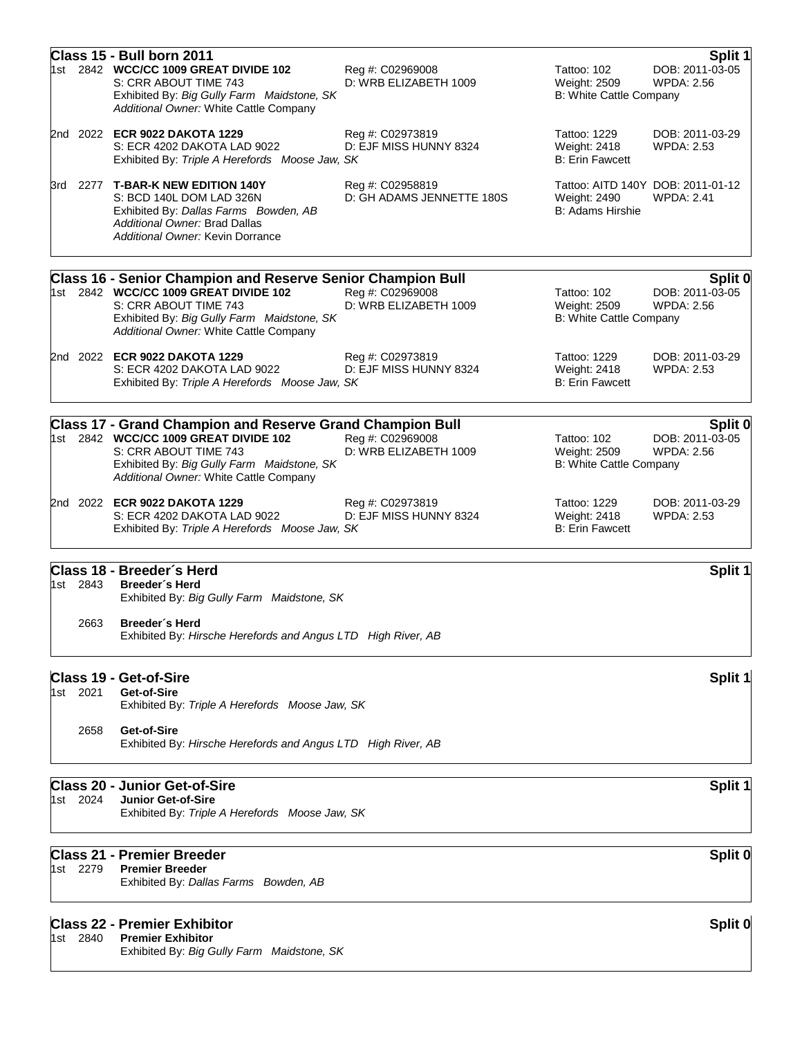## Class 15 - Bull born 2011

**Split 1**

1st 2842 **WCC/CC 1009 GREAT DIVIDE 102** Reg #: C02969008 Tattoo: 102 DOB: 2011-03-05
S: CRR ABOUT TIME 743 D: WRB ELIZABETH 1009 Weight: 2509 WPDA: 2.56
Exhibited By: *Big Gully Farm Maidstone, SK* B: White Cattle Company
*Additional Owner:* White Cattle Company

2nd 2022 **ECR 9022 DAKOTA 1229** Reg #: C02973819 Tattoo: 1229 DOB: 2011-03-29
S: ECR 4202 DAKOTA LAD 9022 D: EJF MISS HUNNY 8324 Weight: 2418 WPDA: 2.53
Exhibited By: *Triple A Herefords Moose Jaw, SK* B: Erin Fawcett

3rd 2277 **T-BAR-K NEW EDITION 140Y** Reg #: C02958819 Tattoo: AITD 140Y DOB: 2011-01-12
S: BCD 140L DOM LAD 326N D: GH ADAMS JENNETTE 180S Weight: 2490 WPDA: 2.41
Exhibited By: *Dallas Farms Bowden, AB* B: Adams Hirshie
*Additional Owner:* Brad Dallas
*Additional Owner:* Kevin Dorrance

## Class 16 - Senior Champion and Reserve Senior Champion Bull

**Split 0**

1st 2842 **WCC/CC 1009 GREAT DIVIDE 102** Reg #: C02969008 Tattoo: 102 DOB: 2011-03-05
S: CRR ABOUT TIME 743 D: WRB ELIZABETH 1009 Weight: 2509 WPDA: 2.56
Exhibited By: *Big Gully Farm Maidstone, SK* B: White Cattle Company
*Additional Owner:* White Cattle Company

2nd 2022 **ECR 9022 DAKOTA 1229** Reg #: C02973819 Tattoo: 1229 DOB: 2011-03-29
S: ECR 4202 DAKOTA LAD 9022 D: EJF MISS HUNNY 8324 Weight: 2418 WPDA: 2.53
Exhibited By: *Triple A Herefords Moose Jaw, SK* B: Erin Fawcett

## Class 17 - Grand Champion and Reserve Grand Champion Bull

**Split 0**

1st 2842 **WCC/CC 1009 GREAT DIVIDE 102** Reg #: C02969008 Tattoo: 102 DOB: 2011-03-05
S: CRR ABOUT TIME 743 D: WRB ELIZABETH 1009 Weight: 2509 WPDA: 2.56
Exhibited By: *Big Gully Farm Maidstone, SK* B: White Cattle Company
*Additional Owner:* White Cattle Company

2nd 2022 **ECR 9022 DAKOTA 1229** Reg #: C02973819 Tattoo: 1229 DOB: 2011-03-29
S: ECR 4202 DAKOTA LAD 9022 D: EJF MISS HUNNY 8324 Weight: 2418 WPDA: 2.53
Exhibited By: *Triple A Herefords Moose Jaw, SK* B: Erin Fawcett

## Class 18 - Breeder´s Herd

**Split 1**

1st 2843 **Breeder´s Herd**
Exhibited By: *Big Gully Farm Maidstone, SK*

2663 **Breeder´s Herd**
Exhibited By: *Hirsche Herefords and Angus LTD High River, AB*

## Class 19 - Get-of-Sire

**Split 1**

1st 2021 **Get-of-Sire**
Exhibited By: *Triple A Herefords Moose Jaw, SK*

2658 **Get-of-Sire**
Exhibited By: *Hirsche Herefords and Angus LTD High River, AB*

## Class 20 - Junior Get-of-Sire

**Split 1**

1st 2024 **Junior Get-of-Sire**
Exhibited By: *Triple A Herefords Moose Jaw, SK*

## Class 21 - Premier Breeder

**Split 0**

1st 2279 **Premier Breeder**
Exhibited By: *Dallas Farms Bowden, AB*

## Class 22 - Premier Exhibitor

**Split 0**

1st 2840 **Premier Exhibitor**
Exhibited By: *Big Gully Farm Maidstone, SK*